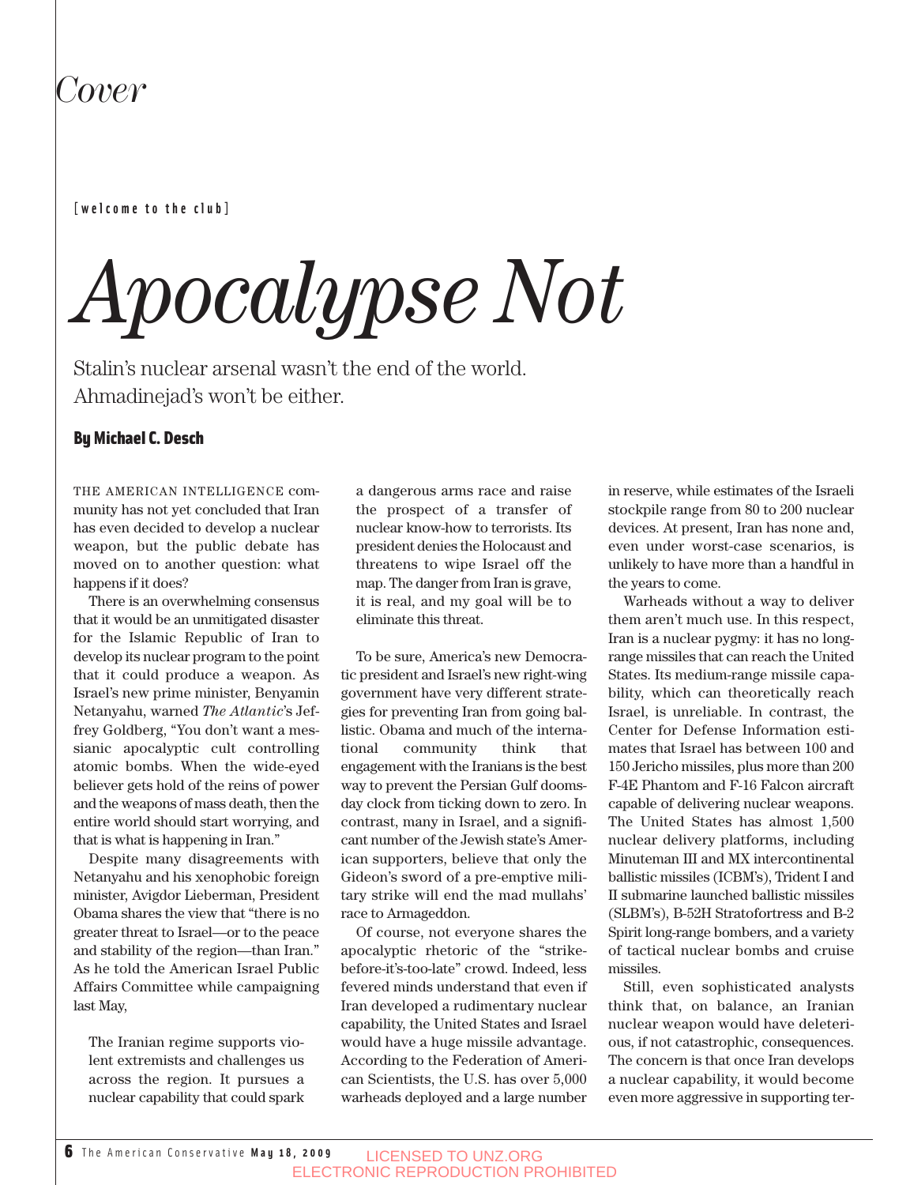*Cover*

[welcome to the club]

# *Apocalypse Not*

Stalin's nuclear arsenal wasn't the end of the world. Ahmadinejad's won't be either.

**By Michael C. Desch**

THE AMERICAN INTELLIGENCE community has not yet concluded that Iran has even decided to develop a nuclear weapon, but the public debate has moved on to another question: what happens if it does?

There is an overwhelming consensus that it would be an unmitigated disaster for the Islamic Republic of Iran to develop its nuclear program to the point that it could produce a weapon. As Israel's new prime minister, Benyamin Netanyahu, warned *The Atlantic*'s Jeffrey Goldberg, "You don't want a messianic apocalyptic cult controlling atomic bombs. When the wide-eyed believer gets hold of the reins of power and the weapons of mass death, then the entire world should start worrying, and that is what is happening in Iran."

Despite many disagreements with Netanyahu and his xenophobic foreign minister, Avigdor Lieberman, President Obama shares the view that "there is no greater threat to Israel—or to the peace and stability of the region—than Iran." As he told the American Israel Public Affairs Committee while campaigning last May,

> The Iranian regime supports violent extremists and challenges us across the region. It pursues a nuclear capability that could spark a dangerous arms race and raise the prospect of a transfer of nuclear know-how to terrorists. Its president denies the Holocaust and threatens to wipe Israel off the map. The danger from Iran is grave, it is real, and my goal will be to eliminate this threat.

To be sure, America's new Democratic president and Israel's new right-wing government have very different strategies for preventing Iran from going ballistic. Obama and much of the international community think that engagement with the Iranians is the best way to prevent the Persian Gulf doomsday clock from ticking down to zero. In contrast, many in Israel, and a significant number of the Jewish state's American supporters, believe that only the Gideon's sword of a pre-emptive military strike will end the mad mullahs' race to Armageddon.

Of course, not everyone shares the apocalyptic rhetoric of the "strike-before-it's-too-late" crowd. Indeed, less fevered minds understand that even if Iran developed a rudimentary nuclear capability, the United States and Israel would have a huge missile advantage. According to the Federation of American Scientists, the U.S. has over 5,000 warheads deployed and a large number in reserve, while estimates of the Israeli stockpile range from 80 to 200 nuclear devices. At present, Iran has none and, even under worst-case scenarios, is unlikely to have more than a handful in the years to come.

Warheads without a way to deliver them aren't much use. In this respect, Iran is a nuclear pygmy: it has no long-range missiles that can reach the United States. Its medium-range missile capability, which can theoretically reach Israel, is unreliable. In contrast, the Center for Defense Information estimates that Israel has between 100 and 150 Jericho missiles, plus more than 200 F-4E Phantom and F-16 Falcon aircraft capable of delivering nuclear weapons. The United States has almost 1,500 nuclear delivery platforms, including Minuteman III and MX intercontinental ballistic missiles (ICBM's), Trident I and II submarine launched ballistic missiles (SLBM's), B-52H Stratofortress and B-2 Spirit long-range bombers, and a variety of tactical nuclear bombs and cruise missiles.

Still, even sophisticated analysts think that, on balance, an Iranian nuclear weapon would have deleterious, if not catastrophic, consequences. The concern is that once Iran develops a nuclear capability, it would become even more aggressive in supporting ter-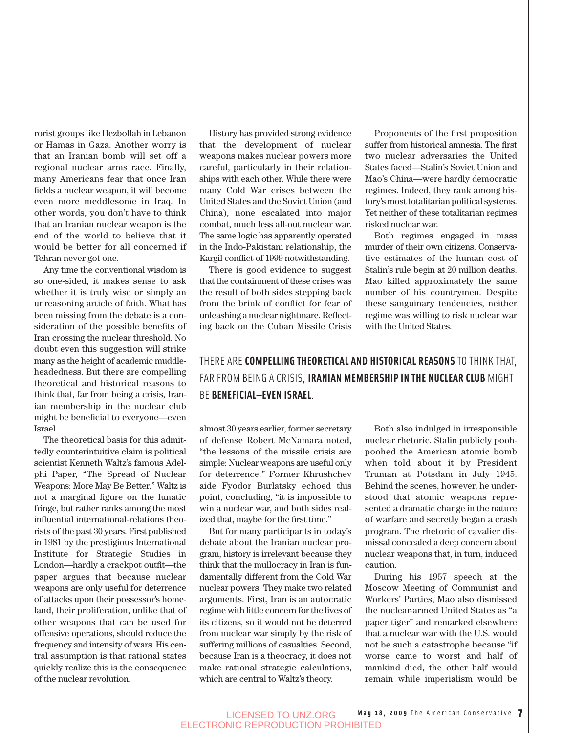rorist groups like Hezbollah in Lebanon or Hamas in Gaza. Another worry is that an Iranian bomb will set off a regional nuclear arms race. Finally, many Americans fear that once Iran fields a nuclear weapon, it will become even more meddlesome in Iraq. In other words, you don't have to think that an Iranian nuclear weapon is the end of the world to believe that it would be better for all concerned if Tehran never got one.

Any time the conventional wisdom is so one-sided, it makes sense to ask whether it is truly wise or simply an unreasoning article of faith. What has been missing from the debate is a consideration of the possible benefits of Iran crossing the nuclear threshold. No doubt even this suggestion will strike many as the height of academic muddle-headedness. But there are compelling theoretical and historical reasons to think that, far from being a crisis, Iranian membership in the nuclear club might be beneficial to everyone—even Israel.

The theoretical basis for this admittedly counterintuitive claim is political scientist Kenneth Waltz's famous Adelphi Paper, "The Spread of Nuclear Weapons: More May Be Better." Waltz is not a marginal figure on the lunatic fringe, but rather ranks among the most influential international-relations theorists of the past 30 years. First published in 1981 by the prestigious International Institute for Strategic Studies in London—hardly a crackpot outfit—the paper argues that because nuclear weapons are only useful for deterrence of attacks upon their possessor's homeland, their proliferation, unlike that of other weapons that can be used for offensive operations, should reduce the frequency and intensity of wars. His central assumption is that rational states quickly realize this is the consequence of the nuclear revolution.

History has provided strong evidence that the development of nuclear weapons makes nuclear powers more careful, particularly in their relationships with each other. While there were many Cold War crises between the United States and the Soviet Union (and China), none escalated into major combat, much less all-out nuclear war. The same logic has apparently operated in the Indo-Pakistani relationship, the Kargil conflict of 1999 notwithstanding.

There is good evidence to suggest that the containment of these crises was the result of both sides stepping back from the brink of conflict for fear of unleashing a nuclear nightmare. Reflecting back on the Cuban Missile Crisis almost 30 years earlier, former secretary of defense Robert McNamara noted, "the lessons of the missile crisis are simple: Nuclear weapons are useful only for deterrence." Former Khrushchev aide Fyodor Burlatsky echoed this point, concluding, "it is impossible to win a nuclear war, and both sides realized that, maybe for the first time."

But for many participants in today's debate about the Iranian nuclear program, history is irrelevant because they think that the mullocracy in Iran is fundamentally different from the Cold War nuclear powers. They make two related arguments. First, Iran is an autocratic regime with little concern for the lives of its citizens, so it would not be deterred from nuclear war simply by the risk of suffering millions of casualties. Second, because Iran is a theocracy, it does not make rational strategic calculations, which are central to Waltz's theory.

Proponents of the first proposition suffer from historical amnesia. The first two nuclear adversaries the United States faced—Stalin's Soviet Union and Mao's China—were hardly democratic regimes. Indeed, they rank among history's most totalitarian political systems. Yet neither of these totalitarian regimes risked nuclear war.

Both regimes engaged in mass murder of their own citizens. Conservative estimates of the human cost of Stalin's rule begin at 20 million deaths. Mao killed approximately the same number of his countrymen. Despite these sanguinary tendencies, neither regime was willing to risk nuclear war with the United States.

> THERE ARE **COMPELLING THEORETICAL AND HISTORICAL REASONS** TO THINK THAT, FAR FROM BEING A CRISIS, **IRANIAN MEMBERSHIP IN THE NUCLEAR CLUB** MIGHT BE **BENEFICIAL—EVEN ISRAEL**.

Both also indulged in irresponsible nuclear rhetoric. Stalin publicly pooh-poohed the American atomic bomb when told about it by President Truman at Potsdam in July 1945. Behind the scenes, however, he understood that atomic weapons represented a dramatic change in the nature of warfare and secretly began a crash program. The rhetoric of cavalier dismissal concealed a deep concern about nuclear weapons that, in turn, induced caution.

During his 1957 speech at the Moscow Meeting of Communist and Workers' Parties, Mao also dismissed the nuclear-armed United States as "a paper tiger" and remarked elsewhere that a nuclear war with the U.S. would not be such a catastrophe because "if worse came to worst and half of mankind died, the other half would remain while imperialism would be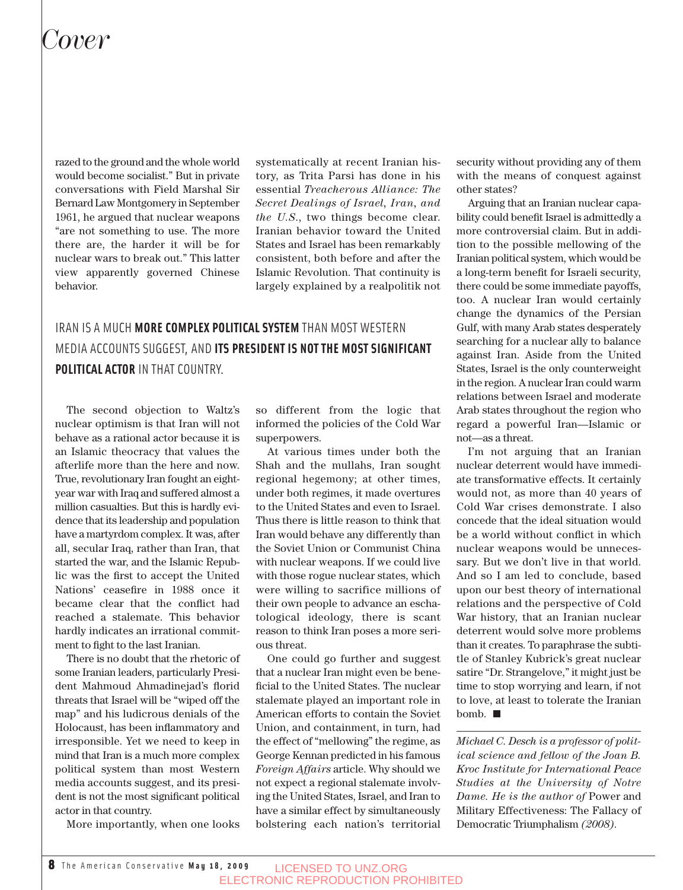razed to the ground and the whole world would become socialist." But in private conversations with Field Marshal Sir Bernard Law Montgomery in September 1961, he argued that nuclear weapons "are not something to use. The more there are, the harder it will be for nuclear wars to break out." This latter view apparently governed Chinese behavior.

The second objection to Waltz's nuclear optimism is that Iran will not behave as a rational actor because it is an Islamic theocracy that values the afterlife more than the here and now. True, revolutionary Iran fought an eight-year war with Iraq and suffered almost a million casualties. But this is hardly evidence that its leadership and population have a martyrdom complex. It was, after all, secular Iraq, rather than Iran, that started the war, and the Islamic Republic was the first to accept the United Nations' ceasefire in 1988 once it became clear that the conflict had reached a stalemate. This behavior hardly indicates an irrational commitment to fight to the last Iranian.

There is no doubt that the rhetoric of some Iranian leaders, particularly President Mahmoud Ahmadinejad's florid threats that Israel will be "wiped off the map" and his ludicrous denials of the Holocaust, has been inflammatory and irresponsible. Yet we need to keep in mind that Iran is a much more complex political system than most Western media accounts suggest, and its president is not the most significant political actor in that country.

More importantly, when one looks systematically at recent Iranian history, as Trita Parsi has done in his essential *Treacherous Alliance: The Secret Dealings of Israel, Iran, and the U.S.*, two things become clear. Iranian behavior toward the United States and Israel has been remarkably consistent, both before and after the Islamic Revolution. That continuity is largely explained by a realpolitik not so different from the logic that informed the policies of the Cold War superpowers.

IRAN IS A MUCH **MORE COMPLEX POLITICAL SYSTEM** THAN MOST WESTERN MEDIA ACCOUNTS SUGGEST, AND **ITS PRESIDENT IS NOT THE MOST SIGNIFICANT POLITICAL ACTOR** IN THAT COUNTRY.

At various times under both the Shah and the mullahs, Iran sought regional hegemony; at other times, under both regimes, it made overtures to the United States and even to Israel. Thus there is little reason to think that Iran would behave any differently than the Soviet Union or Communist China with nuclear weapons. If we could live with those rogue nuclear states, which were willing to sacrifice millions of their own people to advance an eschatological ideology, there is scant reason to think Iran poses a more serious threat.

One could go further and suggest that a nuclear Iran might even be beneficial to the United States. The nuclear stalemate played an important role in American efforts to contain the Soviet Union, and containment, in turn, had the effect of "mellowing" the regime, as George Kennan predicted in his famous *Foreign Affairs* article. Why should we not expect a regional stalemate involving the United States, Israel, and Iran to have a similar effect by simultaneously bolstering each nation's territorial security without providing any of them with the means of conquest against other states?

Arguing that an Iranian nuclear capability could benefit Israel is admittedly a more controversial claim. But in addition to the possible mellowing of the Iranian political system, which would be a long-term benefit for Israeli security, there could be some immediate payoffs, too. A nuclear Iran would certainly change the dynamics of the Persian Gulf, with many Arab states desperately searching for a nuclear ally to balance against Iran. Aside from the United States, Israel is the only counterweight in the region. A nuclear Iran could warm relations between Israel and moderate Arab states throughout the region who regard a powerful Iran—Islamic or not—as a threat.

I'm not arguing that an Iranian nuclear deterrent would have immediate transformative effects. It certainly would not, as more than 40 years of Cold War crises demonstrate. I also concede that the ideal situation would be a world without conflict in which nuclear weapons would be unnecessary. But we don't live in that world. And so I am led to conclude, based upon our best theory of international relations and the perspective of Cold War history, that an Iranian nuclear deterrent would solve more problems than it creates. To paraphrase the subtitle of Stanley Kubrick's great nuclear satire "Dr. Strangelove," it might just be time to stop worrying and learn, if not to love, at least to tolerate the Iranian bomb. ■

---

*Michael C. Desch is a professor of political science and fellow of the Joan B. Kroc Institute for International Peace Studies at the University of Notre Dame. He is the author of* Power and Military Effectiveness: The Fallacy of Democratic Triumphalism *(2008).*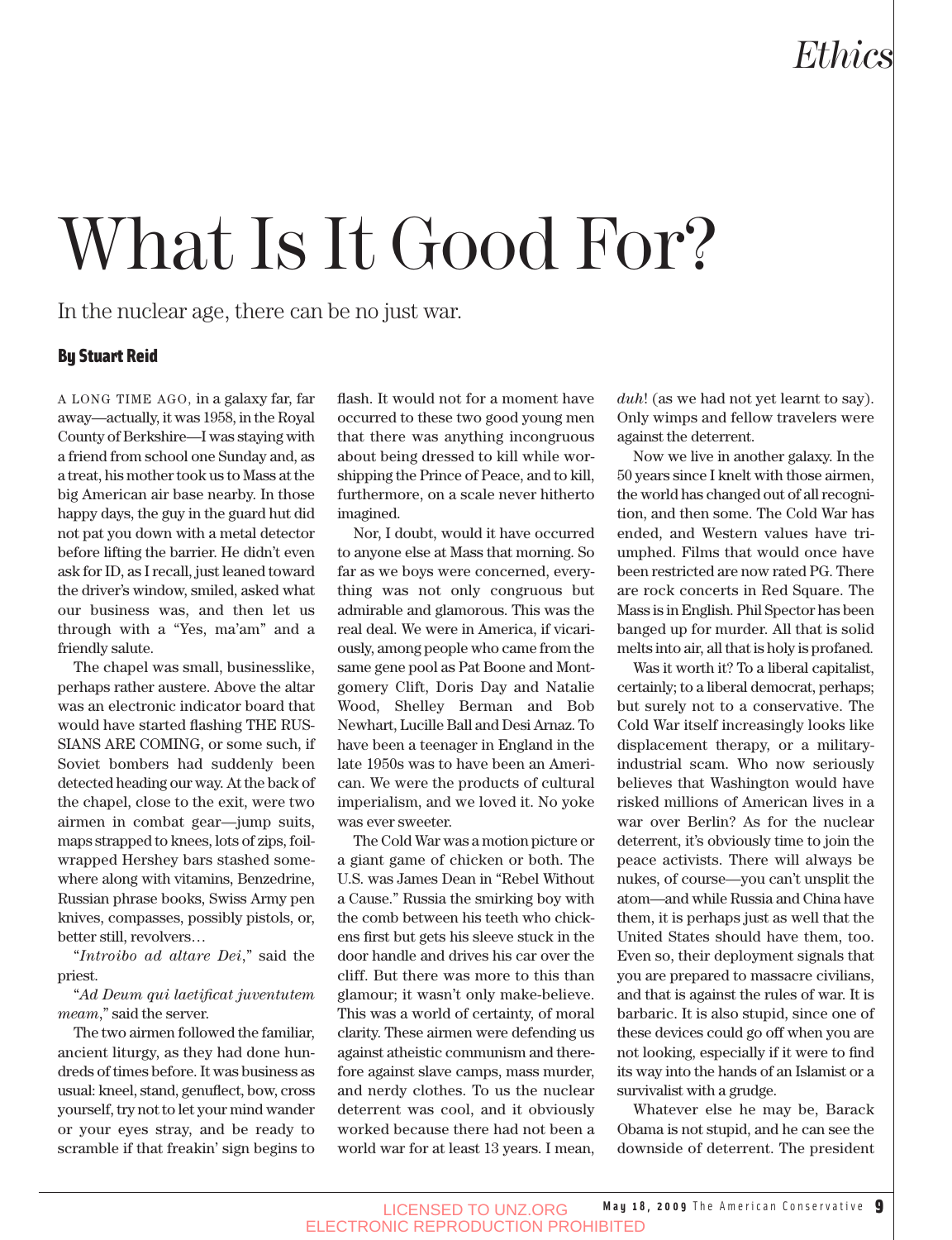# What Is It Good For?

In the nuclear age, there can be no just war.

**By Stuart Reid**

A LONG TIME AGO, in a galaxy far, far away—actually, it was 1958, in the Royal County of Berkshire—I was staying with a friend from school one Sunday and, as a treat, his mother took us to Mass at the big American air base nearby. In those happy days, the guy in the guard hut did not pat you down with a metal detector before lifting the barrier. He didn't even ask for ID, as I recall, just leaned toward the driver's window, smiled, asked what our business was, and then let us through with a "Yes, ma'am" and a friendly salute.

The chapel was small, businesslike, perhaps rather austere. Above the altar was an electronic indicator board that would have started flashing THE RUSSIANS ARE COMING, or some such, if Soviet bombers had suddenly been detected heading our way. At the back of the chapel, close to the exit, were two airmen in combat gear—jump suits, maps strapped to knees, lots of zips, foil-wrapped Hershey bars stashed somewhere along with vitamins, Benzedrine, Russian phrase books, Swiss Army pen knives, compasses, possibly pistols, or, better still, revolvers…

"*Introibo ad altare Dei*," said the priest.

"*Ad Deum qui laetificat juventutem meam*," said the server.

The two airmen followed the familiar, ancient liturgy, as they had done hundreds of times before. It was business as usual: kneel, stand, genuflect, bow, cross yourself, try not to let your mind wander or your eyes stray, and be ready to scramble if that freakin' sign begins to flash. It would not for a moment have occurred to these two good young men that there was anything incongruous about being dressed to kill while worshipping the Prince of Peace, and to kill, furthermore, on a scale never hitherto imagined.

Nor, I doubt, would it have occurred to anyone else at Mass that morning. So far as we boys were concerned, everything was not only congruous but admirable and glamorous. This was the real deal. We were in America, if vicariously, among people who came from the same gene pool as Pat Boone and Montgomery Clift, Doris Day and Natalie Wood, Shelley Berman and Bob Newhart, Lucille Ball and Desi Arnaz. To have been a teenager in England in the late 1950s was to have been an American. We were the products of cultural imperialism, and we loved it. No yoke was ever sweeter.

The Cold War was a motion picture or a giant game of chicken or both. The U.S. was James Dean in "Rebel Without a Cause." Russia the smirking boy with the comb between his teeth who chickens first but gets his sleeve stuck in the door handle and drives his car over the cliff. But there was more to this than glamour; it wasn't only make-believe. This was a world of certainty, of moral clarity. These airmen were defending us against atheistic communism and therefore against slave camps, mass murder, and nerdy clothes. To us the nuclear deterrent was cool, and it obviously worked because there had not been a world war for at least 13 years. I mean, *duh*! (as we had not yet learnt to say). Only wimps and fellow travelers were against the deterrent.

Now we live in another galaxy. In the 50 years since I knelt with those airmen, the world has changed out of all recognition, and then some. The Cold War has ended, and Western values have triumphed. Films that would once have been restricted are now rated PG. There are rock concerts in Red Square. The Mass is in English. Phil Spector has been banged up for murder. All that is solid melts into air, all that is holy is profaned.

Was it worth it? To a liberal capitalist, certainly; to a liberal democrat, perhaps; but surely not to a conservative. The Cold War itself increasingly looks like displacement therapy, or a military-industrial scam. Who now seriously believes that Washington would have risked millions of American lives in a war over Berlin? As for the nuclear deterrent, it's obviously time to join the peace activists. There will always be nukes, of course—you can't unsplit the atom—and while Russia and China have them, it is perhaps just as well that the United States should have them, too. Even so, their deployment signals that you are prepared to massacre civilians, and that is against the rules of war. It is barbaric. It is also stupid, since one of these devices could go off when you are not looking, especially if it were to find its way into the hands of an Islamist or a survivalist with a grudge.

Whatever else he may be, Barack Obama is not stupid, and he can see the downside of deterrent. The president